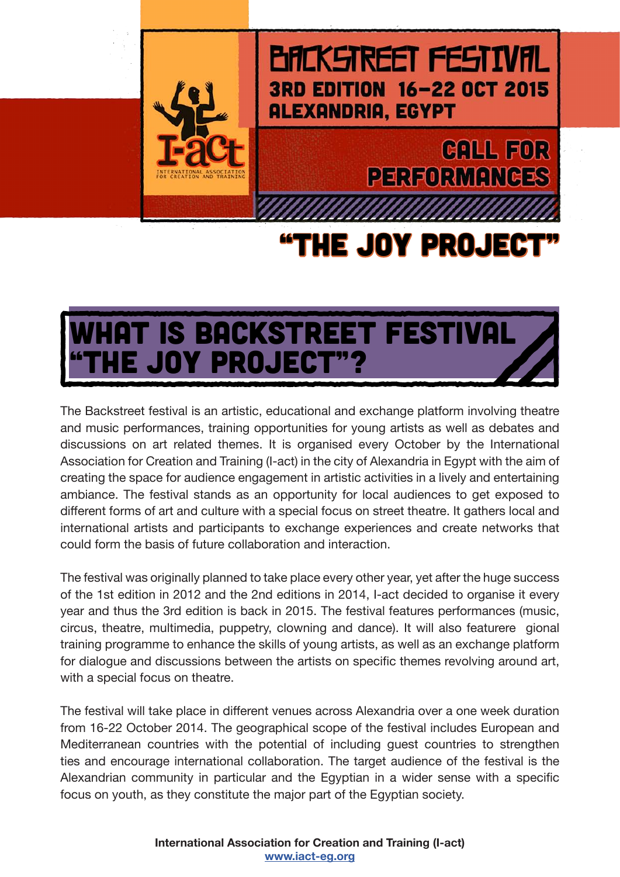# BACKSTREET FESTIVAL

**3RD EDITION 16-22 OCT 2015**
**ALEXANDRIA, EGYPT**

I-act
INTERNATIONAL ASSOCIATION FOR CREATION AND TRAINING

## CALL FOR PERFORMANCES

# "THE JOY PROJECT"

## WHAT IS BACKSTREET FESTIVAL "THE JOY PROJECT"?

The Backstreet festival is an artistic, educational and exchange platform involving theatre and music performances, training opportunities for young artists as well as debates and discussions on art related themes. It is organised every October by the International Association for Creation and Training (I-act) in the city of Alexandria in Egypt with the aim of creating the space for audience engagement in artistic activities in a lively and entertaining ambiance. The festival stands as an opportunity for local audiences to get exposed to different forms of art and culture with a special focus on street theatre. It gathers local and international artists and participants to exchange experiences and create networks that could form the basis of future collaboration and interaction.

The festival was originally planned to take place every other year, yet after the huge success of the 1st edition in 2012 and the 2nd editions in 2014, I-act decided to organise it every year and thus the 3rd edition is back in 2015. The festival features performances (music, circus, theatre, multimedia, puppetry, clowning and dance). It will also featurere gional training programme to enhance the skills of young artists, as well as an exchange platform for dialogue and discussions between the artists on specific themes revolving around art, with a special focus on theatre.

The festival will take place in different venues across Alexandria over a one week duration from 16-22 October 2014. The geographical scope of the festival includes European and Mediterranean countries with the potential of including guest countries to strengthen ties and encourage international collaboration. The target audience of the festival is the Alexandrian community in particular and the Egyptian in a wider sense with a specific focus on youth, as they constitute the major part of the Egyptian society.

**International Association for Creation and Training (I-act)**
www.iact-eg.org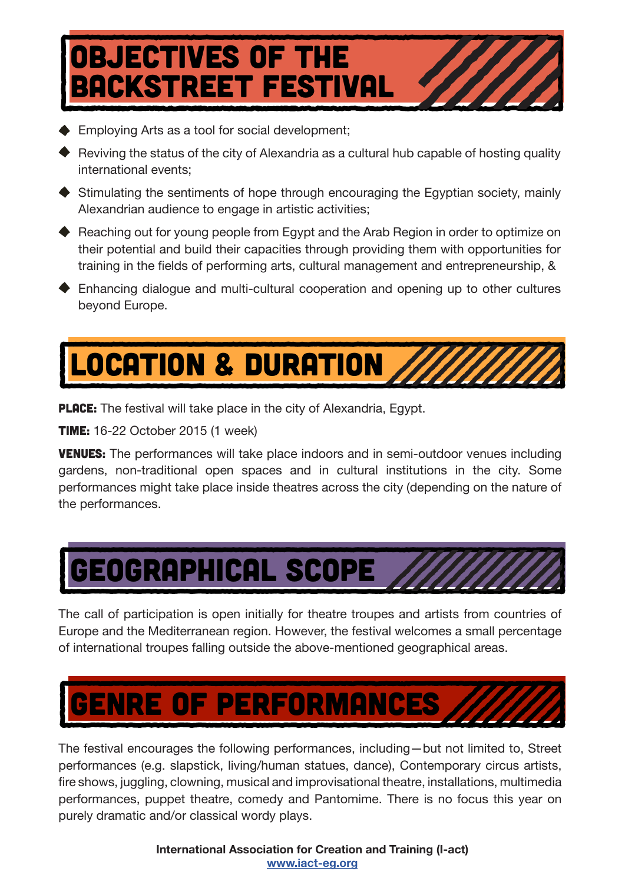# OBJECTIVES OF THE BACKSTREET FESTIVAL

- Employing Arts as a tool for social development;
- Reviving the status of the city of Alexandria as a cultural hub capable of hosting quality international events;
- Stimulating the sentiments of hope through encouraging the Egyptian society, mainly Alexandrian audience to engage in artistic activities;
- Reaching out for young people from Egypt and the Arab Region in order to optimize on their potential and build their capacities through providing them with opportunities for training in the fields of performing arts, cultural management and entrepreneurship, &
- Enhancing dialogue and multi-cultural cooperation and opening up to other cultures beyond Europe.

# LOCATION & DURATION

**PLACE:** The festival will take place in the city of Alexandria, Egypt.

**TIME:** 16-22 October 2015 (1 week)

**VENUES:** The performances will take place indoors and in semi-outdoor venues including gardens, non-traditional open spaces and in cultural institutions in the city. Some performances might take place inside theatres across the city (depending on the nature of the performances.

# GEOGRAPHICAL SCOPE

The call of participation is open initially for theatre troupes and artists from countries of Europe and the Mediterranean region. However, the festival welcomes a small percentage of international troupes falling outside the above-mentioned geographical areas.

# GENRE OF PERFORMANCES

The festival encourages the following performances, including—but not limited to, Street performances (e.g. slapstick, living/human statues, dance), Contemporary circus artists, fire shows, juggling, clowning, musical and improvisational theatre, installations, multimedia performances, puppet theatre, comedy and Pantomime. There is no focus this year on purely dramatic and/or classical wordy plays.

**International Association for Creation and Training (I-act)**
www.iact-eg.org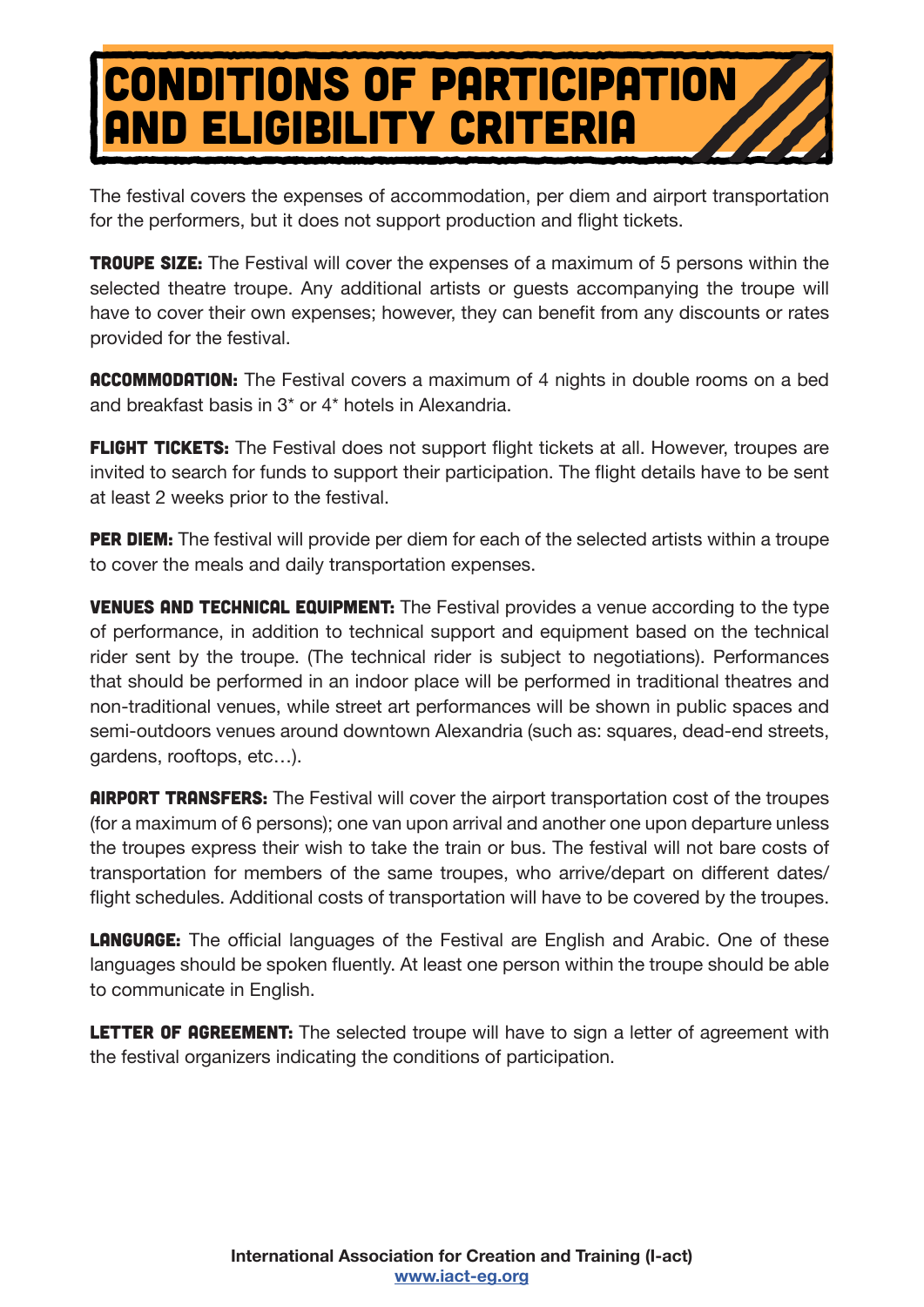# CONDITIONS OF PARTICIPATION AND ELIGIBILITY CRITERIA

The festival covers the expenses of accommodation, per diem and airport transportation for the performers, but it does not support production and flight tickets.

**TROUPE SIZE:** The Festival will cover the expenses of a maximum of 5 persons within the selected theatre troupe. Any additional artists or guests accompanying the troupe will have to cover their own expenses; however, they can benefit from any discounts or rates provided for the festival.

**ACCOMMODATION:** The Festival covers a maximum of 4 nights in double rooms on a bed and breakfast basis in 3* or 4* hotels in Alexandria.

**FLIGHT TICKETS:** The Festival does not support flight tickets at all. However, troupes are invited to search for funds to support their participation. The flight details have to be sent at least 2 weeks prior to the festival.

**PER DIEM:** The festival will provide per diem for each of the selected artists within a troupe to cover the meals and daily transportation expenses.

**VENUES AND TECHNICAL EQUIPMENT:** The Festival provides a venue according to the type of performance, in addition to technical support and equipment based on the technical rider sent by the troupe. (The technical rider is subject to negotiations). Performances that should be performed in an indoor place will be performed in traditional theatres and non-traditional venues, while street art performances will be shown in public spaces and semi-outdoors venues around downtown Alexandria (such as: squares, dead-end streets, gardens, rooftops, etc…).

**AIRPORT TRANSFERS:** The Festival will cover the airport transportation cost of the troupes (for a maximum of 6 persons); one van upon arrival and another one upon departure unless the troupes express their wish to take the train or bus. The festival will not bare costs of transportation for members of the same troupes, who arrive/depart on different dates/ flight schedules. Additional costs of transportation will have to be covered by the troupes.

**LANGUAGE:** The official languages of the Festival are English and Arabic. One of these languages should be spoken fluently. At least one person within the troupe should be able to communicate in English.

**LETTER OF AGREEMENT:** The selected troupe will have to sign a letter of agreement with the festival organizers indicating the conditions of participation.

**International Association for Creation and Training (I-act)**
**www.iact-eg.org**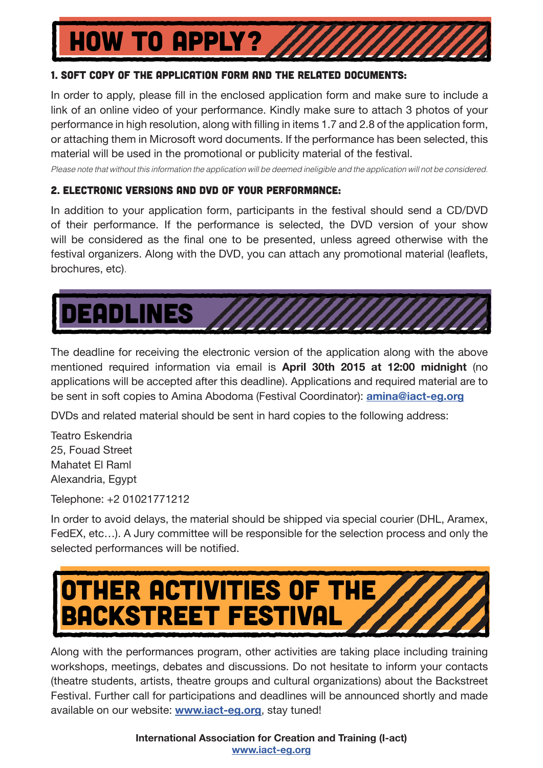# HOW TO APPLY?

### 1. SOFT COPY OF THE APPLICATION FORM AND THE RELATED DOCUMENTS:

In order to apply, please fill in the enclosed application form and make sure to include a link of an online video of your performance. Kindly make sure to attach 3 photos of your performance in high resolution, along with filling in items 1.7 and 2.8 of the application form, or attaching them in Microsoft word documents. If the performance has been selected, this material will be used in the promotional or publicity material of the festival.

*Please note that without this information the application will be deemed ineligible and the application will not be considered.*

### 2. ELECTRONIC VERSIONS AND DVD OF YOUR PERFORMANCE:

In addition to your application form, participants in the festival should send a CD/DVD of their performance. If the performance is selected, the DVD version of your show will be considered as the final one to be presented, unless agreed otherwise with the festival organizers. Along with the DVD, you can attach any promotional material (leaflets, brochures, etc).

# DEADLINES

The deadline for receiving the electronic version of the application along with the above mentioned required information via email is **April 30th 2015 at 12:00 midnight** (no applications will be accepted after this deadline). Applications and required material are to be sent in soft copies to Amina Abodoma (Festival Coordinator): **amina@iact-eg.org**

DVDs and related material should be sent in hard copies to the following address:

Teatro Eskendria
25, Fouad Street
Mahatet El Raml
Alexandria, Egypt

Telephone: +2 01021771212

In order to avoid delays, the material should be shipped via special courier (DHL, Aramex, FedEX, etc…). A Jury committee will be responsible for the selection process and only the selected performances will be notified.

# OTHER ACTIVITIES OF THE BACKSTREET FESTIVAL

Along with the performances program, other activities are taking place including training workshops, meetings, debates and discussions. Do not hesitate to inform your contacts (theatre students, artists, theatre groups and cultural organizations) about the Backstreet Festival. Further call for participations and deadlines will be announced shortly and made available on our website: **www.iact-eg.org**, stay tuned!

**International Association for Creation and Training (I-act)**
**www.iact-eg.org**